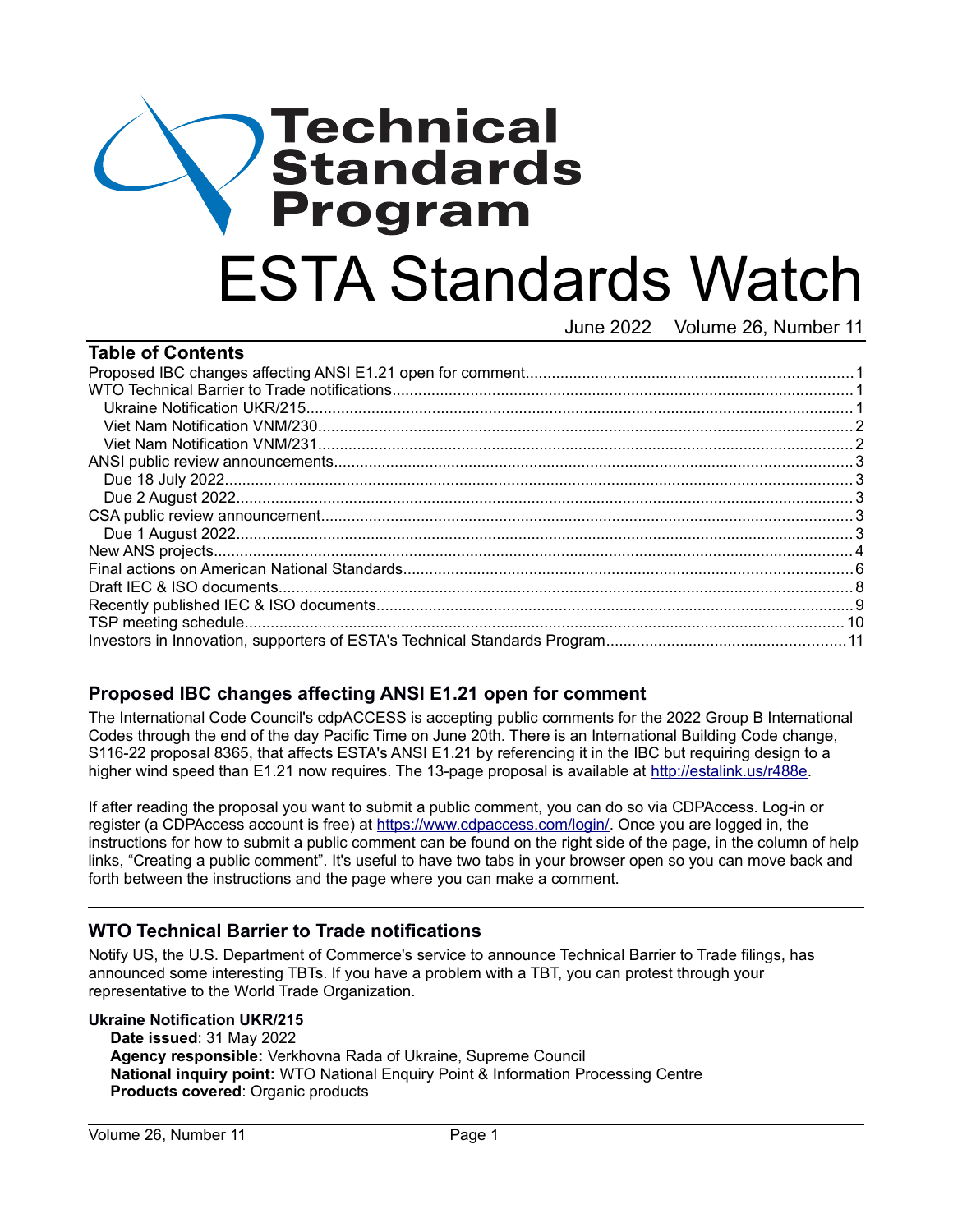# Technical Standards Program

# ESTA Standards Watch

June 2022 Volume 26, Number 11

## Table of Contents

- Proposed IBC changes affecting ANSI E1.21 open for comment....1
- WTO Technical Barrier to Trade notifications....1
  - Ukraine Notification UKR/215....1
  - Viet Nam Notification VNM/230....2
  - Viet Nam Notification VNM/231....2
- ANSI public review announcements....3
  - Due 18 July 2022....3
  - Due 2 August 2022....3
- CSA public review announcement....3
  - Due 1 August 2022....3
- New ANS projects....4
- Final actions on American National Standards....6
- Draft IEC & ISO documents....8
- Recently published IEC & ISO documents....9
- TSP meeting schedule....10
- Investors in Innovation, supporters of ESTA's Technical Standards Program....11

## Proposed IBC changes affecting ANSI E1.21 open for comment

The International Code Council's cdpACCESS is accepting public comments for the 2022 Group B International Codes through the end of the day Pacific Time on June 20th. There is an International Building Code change, S116-22 proposal 8365, that affects ESTA's ANSI E1.21 by referencing it in the IBC but requiring design to a higher wind speed than E1.21 now requires. The 13-page proposal is available at http://estalink.us/r488e.

If after reading the proposal you want to submit a public comment, you can do so via CDPAccess. Log-in or register (a CDPAccess account is free) at https://www.cdpaccess.com/login/. Once you are logged in, the instructions for how to submit a public comment can be found on the right side of the page, in the column of help links, "Creating a public comment". It's useful to have two tabs in your browser open so you can move back and forth between the instructions and the page where you can make a comment.

## WTO Technical Barrier to Trade notifications

Notify US, the U.S. Department of Commerce's service to announce Technical Barrier to Trade filings, has announced some interesting TBTs. If you have a problem with a TBT, you can protest through your representative to the World Trade Organization.

### Ukraine Notification UKR/215

**Date issued**: 31 May 2022
**Agency responsible:** Verkhovna Rada of Ukraine, Supreme Council
**National inquiry point:** WTO National Enquiry Point & Information Processing Centre
**Products covered**: Organic products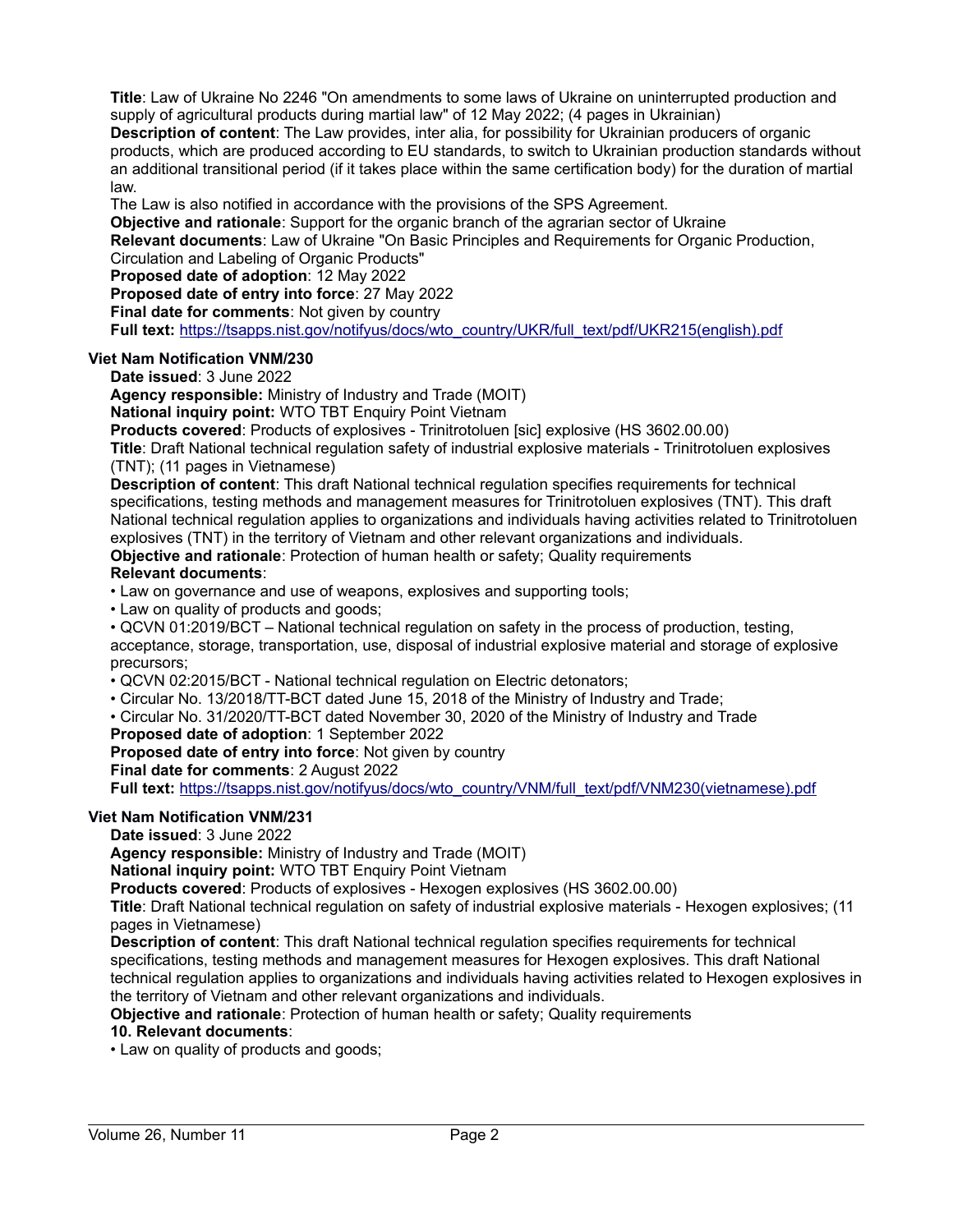**Title**: Law of Ukraine No 2246 "On amendments to some laws of Ukraine on uninterrupted production and supply of agricultural products during martial law" of 12 May 2022; (4 pages in Ukrainian)
**Description of content**: The Law provides, inter alia, for possibility for Ukrainian producers of organic products, which are produced according to EU standards, to switch to Ukrainian production standards without an additional transitional period (if it takes place within the same certification body) for the duration of martial law.
The Law is also notified in accordance with the provisions of the SPS Agreement.
**Objective and rationale**: Support for the organic branch of the agrarian sector of Ukraine
**Relevant documents**: Law of Ukraine "On Basic Principles and Requirements for Organic Production, Circulation and Labeling of Organic Products"
**Proposed date of adoption**: 12 May 2022
**Proposed date of entry into force**: 27 May 2022
**Final date for comments**: Not given by country
**Full text:** https://tsapps.nist.gov/notifyus/docs/wto_country/UKR/full_text/pdf/UKR215(english).pdf

**Viet Nam Notification VNM/230**

**Date issued**: 3 June 2022
**Agency responsible:** Ministry of Industry and Trade (MOIT)
**National inquiry point:** WTO TBT Enquiry Point Vietnam
**Products covered**: Products of explosives - Trinitrotoluen [sic] explosive (HS 3602.00.00)
**Title**: Draft National technical regulation safety of industrial explosive materials - Trinitrotoluen explosives (TNT); (11 pages in Vietnamese)
**Description of content**: This draft National technical regulation specifies requirements for technical specifications, testing methods and management measures for Trinitrotoluen explosives (TNT). This draft National technical regulation applies to organizations and individuals having activities related to Trinitrotoluen explosives (TNT) in the territory of Vietnam and other relevant organizations and individuals.
**Objective and rationale**: Protection of human health or safety; Quality requirements
**Relevant documents**:
- Law on governance and use of weapons, explosives and supporting tools;
- Law on quality of products and goods;
- QCVN 01:2019/BCT – National technical regulation on safety in the process of production, testing, acceptance, storage, transportation, use, disposal of industrial explosive material and storage of explosive precursors;
- QCVN 02:2015/BCT - National technical regulation on Electric detonators;
- Circular No. 13/2018/TT-BCT dated June 15, 2018 of the Ministry of Industry and Trade;
- Circular No. 31/2020/TT-BCT dated November 30, 2020 of the Ministry of Industry and Trade

**Proposed date of adoption**: 1 September 2022
**Proposed date of entry into force**: Not given by country
**Final date for comments**: 2 August 2022
**Full text:** https://tsapps.nist.gov/notifyus/docs/wto_country/VNM/full_text/pdf/VNM230(vietnamese).pdf

**Viet Nam Notification VNM/231**

**Date issued**: 3 June 2022
**Agency responsible:** Ministry of Industry and Trade (MOIT)
**National inquiry point:** WTO TBT Enquiry Point Vietnam
**Products covered**: Products of explosives - Hexogen explosives (HS 3602.00.00)
**Title**: Draft National technical regulation on safety of industrial explosive materials - Hexogen explosives; (11 pages in Vietnamese)
**Description of content**: This draft National technical regulation specifies requirements for technical specifications, testing methods and management measures for Hexogen explosives. This draft National technical regulation applies to organizations and individuals having activities related to Hexogen explosives in the territory of Vietnam and other relevant organizations and individuals.
**Objective and rationale**: Protection of human health or safety; Quality requirements
**10. Relevant documents**:
- Law on quality of products and goods;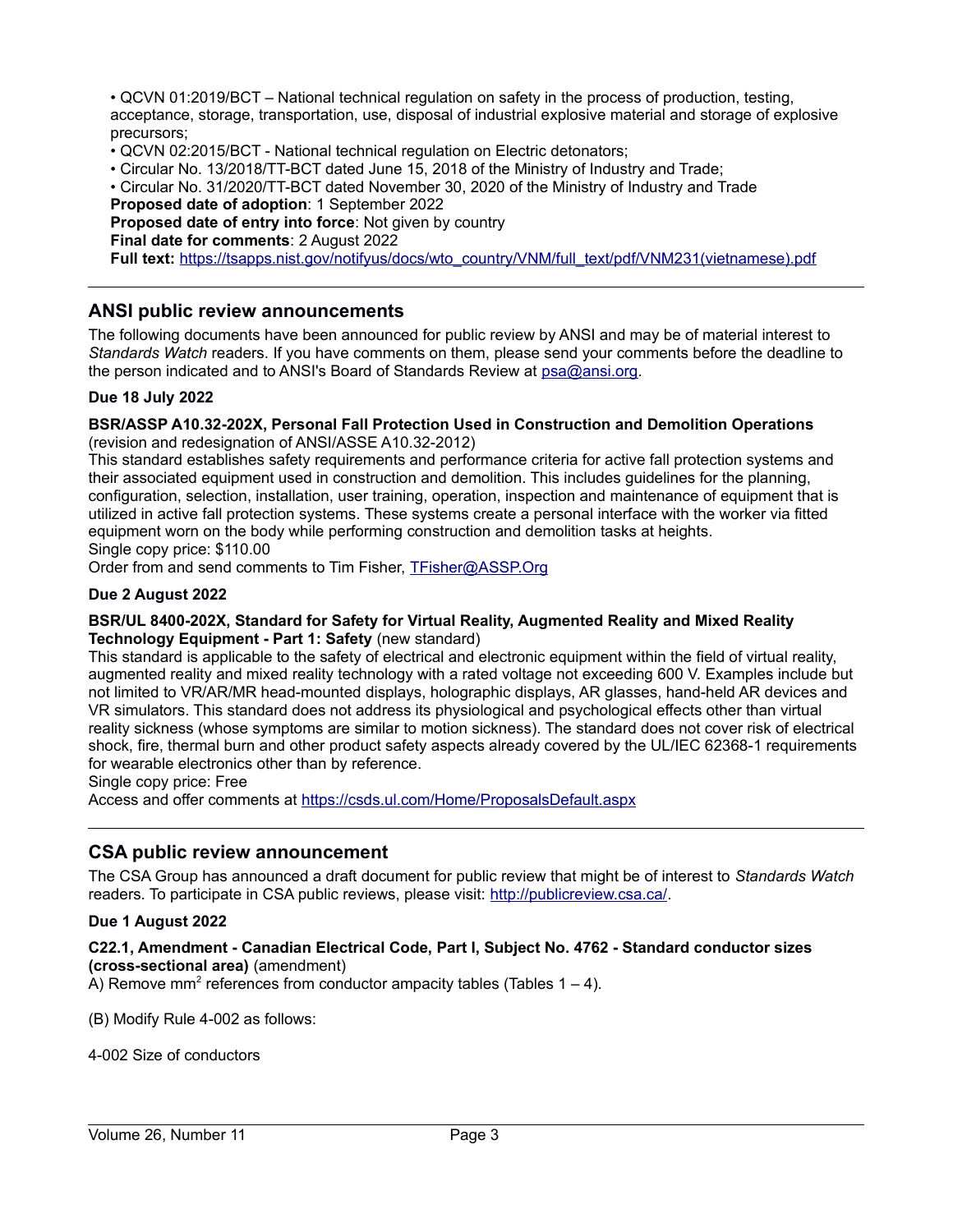- QCVN 01:2019/BCT – National technical regulation on safety in the process of production, testing, acceptance, storage, transportation, use, disposal of industrial explosive material and storage of explosive precursors;
- QCVN 02:2015/BCT - National technical regulation on Electric detonators;
- Circular No. 13/2018/TT-BCT dated June 15, 2018 of the Ministry of Industry and Trade;
- Circular No. 31/2020/TT-BCT dated November 30, 2020 of the Ministry of Industry and Trade

**Proposed date of adoption**: 1 September 2022
**Proposed date of entry into force**: Not given by country
**Final date for comments**: 2 August 2022
**Full text:** https://tsapps.nist.gov/notifyus/docs/wto_country/VNM/full_text/pdf/VNM231(vietnamese).pdf

---

## ANSI public review announcements

The following documents have been announced for public review by ANSI and may be of material interest to *Standards Watch* readers. If you have comments on them, please send your comments before the deadline to the person indicated and to ANSI's Board of Standards Review at psa@ansi.org.

### Due 18 July 2022

**BSR/ASSP A10.32-202X, Personal Fall Protection Used in Construction and Demolition Operations** (revision and redesignation of ANSI/ASSE A10.32-2012)
This standard establishes safety requirements and performance criteria for active fall protection systems and their associated equipment used in construction and demolition. This includes guidelines for the planning, configuration, selection, installation, user training, operation, inspection and maintenance of equipment that is utilized in active fall protection systems. These systems create a personal interface with the worker via fitted equipment worn on the body while performing construction and demolition tasks at heights.
Single copy price: $110.00
Order from and send comments to Tim Fisher, TFisher@ASSP.Org

### Due 2 August 2022

**BSR/UL 8400-202X, Standard for Safety for Virtual Reality, Augmented Reality and Mixed Reality Technology Equipment - Part 1: Safety** (new standard)
This standard is applicable to the safety of electrical and electronic equipment within the field of virtual reality, augmented reality and mixed reality technology with a rated voltage not exceeding 600 V. Examples include but not limited to VR/AR/MR head-mounted displays, holographic displays, AR glasses, hand-held AR devices and VR simulators. This standard does not address its physiological and psychological effects other than virtual reality sickness (whose symptoms are similar to motion sickness). The standard does not cover risk of electrical shock, fire, thermal burn and other product safety aspects already covered by the UL/IEC 62368-1 requirements for wearable electronics other than by reference.
Single copy price: Free
Access and offer comments at https://csds.ul.com/Home/ProposalsDefault.aspx

---

## CSA public review announcement

The CSA Group has announced a draft document for public review that might be of interest to *Standards Watch* readers. To participate in CSA public reviews, please visit: http://publicreview.csa.ca/.

### Due 1 August 2022

**C22.1, Amendment - Canadian Electrical Code, Part I, Subject No. 4762 - Standard conductor sizes (cross-sectional area)** (amendment)
A) Remove $mm^2$ references from conductor ampacity tables (Tables 1 – 4).

(B) Modify Rule 4-002 as follows:

4-002 Size of conductors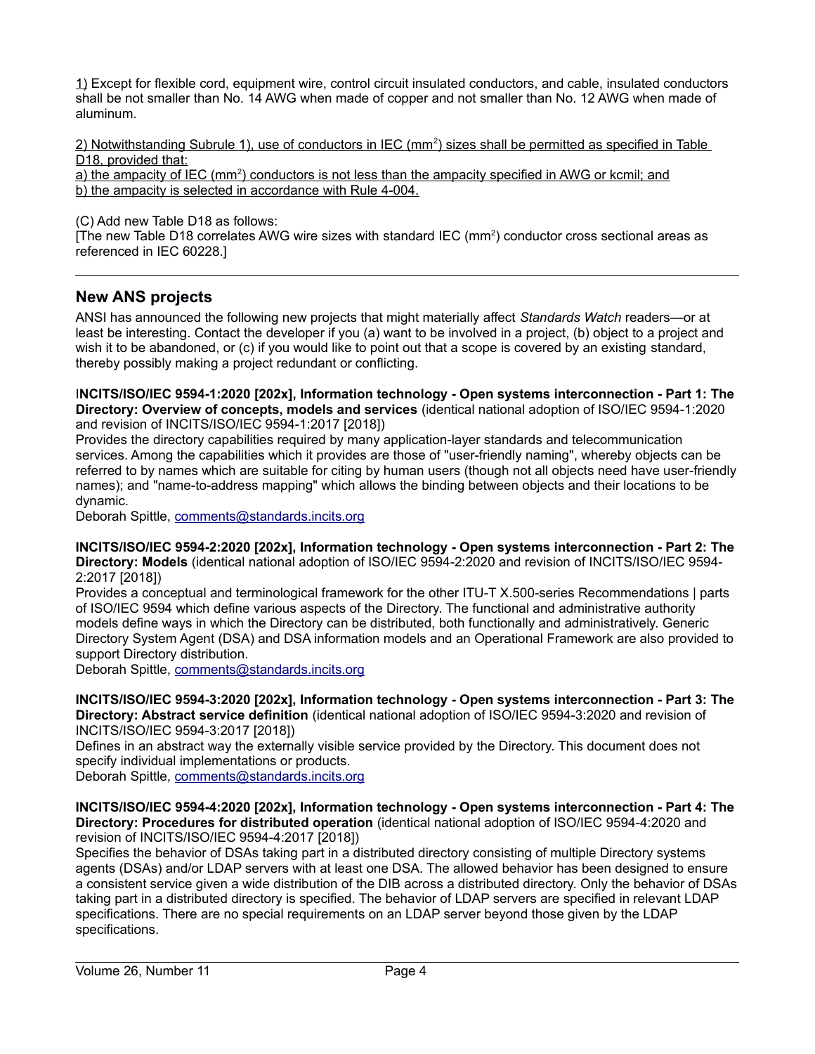1) Except for flexible cord, equipment wire, control circuit insulated conductors, and cable, insulated conductors shall be not smaller than No. 14 AWG when made of copper and not smaller than No. 12 AWG when made of aluminum.

2) Notwithstanding Subrule 1), use of conductors in IEC ($mm^2$) sizes shall be permitted as specified in Table D18, provided that:
a) the ampacity of IEC ($mm^2$) conductors is not less than the ampacity specified in AWG or kcmil; and
b) the ampacity is selected in accordance with Rule 4-004.

(C) Add new Table D18 as follows:
[The new Table D18 correlates AWG wire sizes with standard IEC ($mm^2$) conductor cross sectional areas as referenced in IEC 60228.]

---

## New ANS projects

ANSI has announced the following new projects that might materially affect *Standards Watch* readers—or at least be interesting. Contact the developer if you (a) want to be involved in a project, (b) object to a project and wish it to be abandoned, or (c) if you would like to point out that a scope is covered by an existing standard, thereby possibly making a project redundant or conflicting.

**INCITS/ISO/IEC 9594-1:2020 [202x], Information technology - Open systems interconnection - Part 1: The Directory: Overview of concepts, models and services** (identical national adoption of ISO/IEC 9594-1:2020 and revision of INCITS/ISO/IEC 9594-1:2017 [2018])
Provides the directory capabilities required by many application-layer standards and telecommunication services. Among the capabilities which it provides are those of "user-friendly naming", whereby objects can be referred to by names which are suitable for citing by human users (though not all objects need have user-friendly names); and "name-to-address mapping" which allows the binding between objects and their locations to be dynamic.
Deborah Spittle, comments@standards.incits.org

**INCITS/ISO/IEC 9594-2:2020 [202x], Information technology - Open systems interconnection - Part 2: The Directory: Models** (identical national adoption of ISO/IEC 9594-2:2020 and revision of INCITS/ISO/IEC 9594-2:2017 [2018])
Provides a conceptual and terminological framework for the other ITU-T X.500-series Recommendations | parts of ISO/IEC 9594 which define various aspects of the Directory. The functional and administrative authority models define ways in which the Directory can be distributed, both functionally and administratively. Generic Directory System Agent (DSA) and DSA information models and an Operational Framework are also provided to support Directory distribution.
Deborah Spittle, comments@standards.incits.org

**INCITS/ISO/IEC 9594-3:2020 [202x], Information technology - Open systems interconnection - Part 3: The Directory: Abstract service definition** (identical national adoption of ISO/IEC 9594-3:2020 and revision of INCITS/ISO/IEC 9594-3:2017 [2018])
Defines in an abstract way the externally visible service provided by the Directory. This document does not specify individual implementations or products.
Deborah Spittle, comments@standards.incits.org

**INCITS/ISO/IEC 9594-4:2020 [202x], Information technology - Open systems interconnection - Part 4: The Directory: Procedures for distributed operation** (identical national adoption of ISO/IEC 9594-4:2020 and revision of INCITS/ISO/IEC 9594-4:2017 [2018])
Specifies the behavior of DSAs taking part in a distributed directory consisting of multiple Directory systems agents (DSAs) and/or LDAP servers with at least one DSA. The allowed behavior has been designed to ensure a consistent service given a wide distribution of the DIB across a distributed directory. Only the behavior of DSAs taking part in a distributed directory is specified. The behavior of LDAP servers are specified in relevant LDAP specifications. There are no special requirements on an LDAP server beyond those given by the LDAP specifications.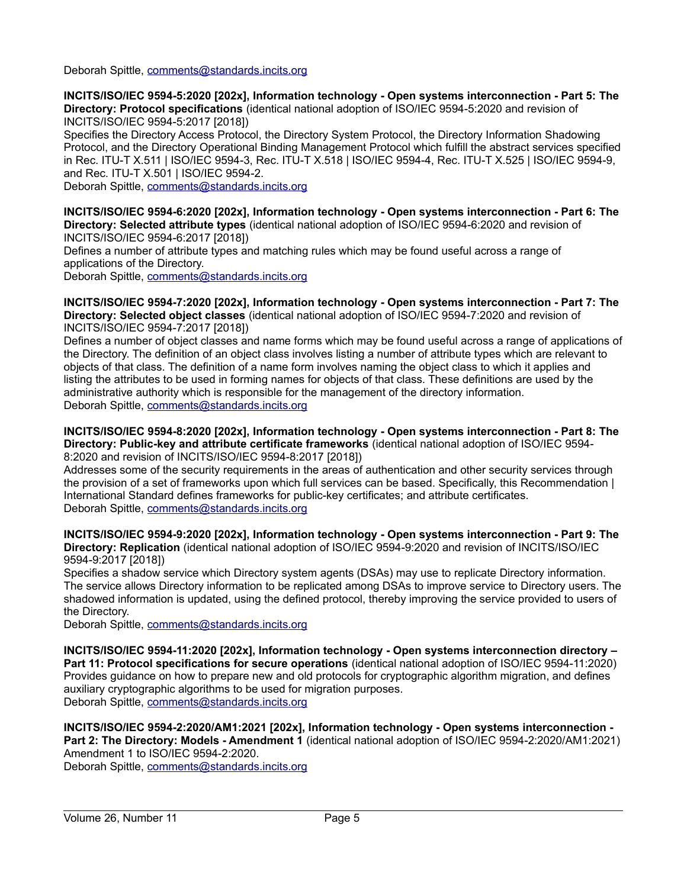Deborah Spittle, comments@standards.incits.org

**INCITS/ISO/IEC 9594-5:2020 [202x], Information technology - Open systems interconnection - Part 5: The Directory: Protocol specifications** (identical national adoption of ISO/IEC 9594-5:2020 and revision of INCITS/ISO/IEC 9594-5:2017 [2018])

Specifies the Directory Access Protocol, the Directory System Protocol, the Directory Information Shadowing Protocol, and the Directory Operational Binding Management Protocol which fulfill the abstract services specified in Rec. ITU-T X.511 | ISO/IEC 9594-3, Rec. ITU-T X.518 | ISO/IEC 9594-4, Rec. ITU-T X.525 | ISO/IEC 9594-9, and Rec. ITU-T X.501 | ISO/IEC 9594-2.

Deborah Spittle, comments@standards.incits.org

**INCITS/ISO/IEC 9594-6:2020 [202x], Information technology - Open systems interconnection - Part 6: The Directory: Selected attribute types** (identical national adoption of ISO/IEC 9594-6:2020 and revision of INCITS/ISO/IEC 9594-6:2017 [2018])

Defines a number of attribute types and matching rules which may be found useful across a range of applications of the Directory.

Deborah Spittle, comments@standards.incits.org

**INCITS/ISO/IEC 9594-7:2020 [202x], Information technology - Open systems interconnection - Part 7: The Directory: Selected object classes** (identical national adoption of ISO/IEC 9594-7:2020 and revision of INCITS/ISO/IEC 9594-7:2017 [2018])

Defines a number of object classes and name forms which may be found useful across a range of applications of the Directory. The definition of an object class involves listing a number of attribute types which are relevant to objects of that class. The definition of a name form involves naming the object class to which it applies and listing the attributes to be used in forming names for objects of that class. These definitions are used by the administrative authority which is responsible for the management of the directory information.

Deborah Spittle, comments@standards.incits.org

**INCITS/ISO/IEC 9594-8:2020 [202x], Information technology - Open systems interconnection - Part 8: The Directory: Public-key and attribute certificate frameworks** (identical national adoption of ISO/IEC 9594-8:2020 and revision of INCITS/ISO/IEC 9594-8:2017 [2018])

Addresses some of the security requirements in the areas of authentication and other security services through the provision of a set of frameworks upon which full services can be based. Specifically, this Recommendation | International Standard defines frameworks for public-key certificates; and attribute certificates.

Deborah Spittle, comments@standards.incits.org

**INCITS/ISO/IEC 9594-9:2020 [202x], Information technology - Open systems interconnection - Part 9: The Directory: Replication** (identical national adoption of ISO/IEC 9594-9:2020 and revision of INCITS/ISO/IEC 9594-9:2017 [2018])

Specifies a shadow service which Directory system agents (DSAs) may use to replicate Directory information. The service allows Directory information to be replicated among DSAs to improve service to Directory users. The shadowed information is updated, using the defined protocol, thereby improving the service provided to users of the Directory.

Deborah Spittle, comments@standards.incits.org

**INCITS/ISO/IEC 9594-11:2020 [202x], Information technology - Open systems interconnection directory – Part 11: Protocol specifications for secure operations** (identical national adoption of ISO/IEC 9594-11:2020)

Provides guidance on how to prepare new and old protocols for cryptographic algorithm migration, and defines auxiliary cryptographic algorithms to be used for migration purposes.

Deborah Spittle, comments@standards.incits.org

**INCITS/ISO/IEC 9594-2:2020/AM1:2021 [202x], Information technology - Open systems interconnection - Part 2: The Directory: Models - Amendment 1** (identical national adoption of ISO/IEC 9594-2:2020/AM1:2021)

Amendment 1 to ISO/IEC 9594-2:2020.

Deborah Spittle, comments@standards.incits.org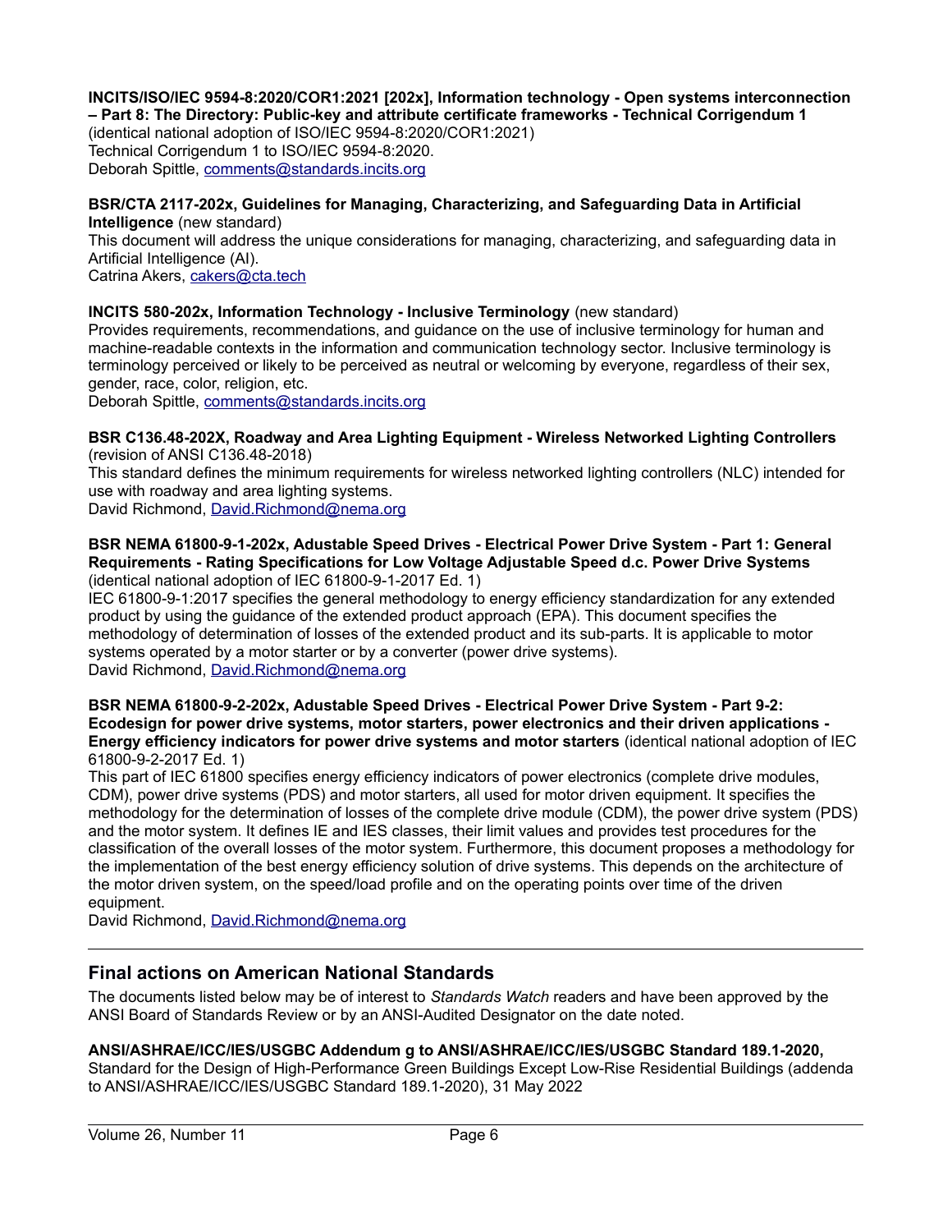**INCITS/ISO/IEC 9594-8:2020/COR1:2021 [202x], Information technology - Open systems interconnection – Part 8: The Directory: Public-key and attribute certificate frameworks - Technical Corrigendum 1** (identical national adoption of ISO/IEC 9594-8:2020/COR1:2021)
Technical Corrigendum 1 to ISO/IEC 9594-8:2020.
Deborah Spittle, comments@standards.incits.org

**BSR/CTA 2117-202x, Guidelines for Managing, Characterizing, and Safeguarding Data in Artificial Intelligence** (new standard)
This document will address the unique considerations for managing, characterizing, and safeguarding data in Artificial Intelligence (AI).
Catrina Akers, cakers@cta.tech

**INCITS 580-202x, Information Technology - Inclusive Terminology** (new standard)
Provides requirements, recommendations, and guidance on the use of inclusive terminology for human and machine-readable contexts in the information and communication technology sector. Inclusive terminology is terminology perceived or likely to be perceived as neutral or welcoming by everyone, regardless of their sex, gender, race, color, religion, etc.
Deborah Spittle, comments@standards.incits.org

**BSR C136.48-202X, Roadway and Area Lighting Equipment - Wireless Networked Lighting Controllers** (revision of ANSI C136.48-2018)
This standard defines the minimum requirements for wireless networked lighting controllers (NLC) intended for use with roadway and area lighting systems.
David Richmond, David.Richmond@nema.org

**BSR NEMA 61800-9-1-202x, Adustable Speed Drives - Electrical Power Drive System - Part 1: General Requirements - Rating Specifications for Low Voltage Adjustable Speed d.c. Power Drive Systems** (identical national adoption of IEC 61800-9-1-2017 Ed. 1)
IEC 61800-9-1:2017 specifies the general methodology to energy efficiency standardization for any extended product by using the guidance of the extended product approach (EPA). This document specifies the methodology of determination of losses of the extended product and its sub-parts. It is applicable to motor systems operated by a motor starter or by a converter (power drive systems).
David Richmond, David.Richmond@nema.org

**BSR NEMA 61800-9-2-202x, Adustable Speed Drives - Electrical Power Drive System - Part 9-2: Ecodesign for power drive systems, motor starters, power electronics and their driven applications - Energy efficiency indicators for power drive systems and motor starters** (identical national adoption of IEC 61800-9-2-2017 Ed. 1)
This part of IEC 61800 specifies energy efficiency indicators of power electronics (complete drive modules, CDM), power drive systems (PDS) and motor starters, all used for motor driven equipment. It specifies the methodology for the determination of losses of the complete drive module (CDM), the power drive system (PDS) and the motor system. It defines IE and IES classes, their limit values and provides test procedures for the classification of the overall losses of the motor system. Furthermore, this document proposes a methodology for the implementation of the best energy efficiency solution of drive systems. This depends on the architecture of the motor driven system, on the speed/load profile and on the operating points over time of the driven equipment.
David Richmond, David.Richmond@nema.org

---

## Final actions on American National Standards

The documents listed below may be of interest to *Standards Watch* readers and have been approved by the ANSI Board of Standards Review or by an ANSI-Audited Designator on the date noted.

**ANSI/ASHRAE/ICC/IES/USGBC Addendum g to ANSI/ASHRAE/ICC/IES/USGBC Standard 189.1-2020,** Standard for the Design of High-Performance Green Buildings Except Low-Rise Residential Buildings (addenda to ANSI/ASHRAE/ICC/IES/USGBC Standard 189.1-2020), 31 May 2022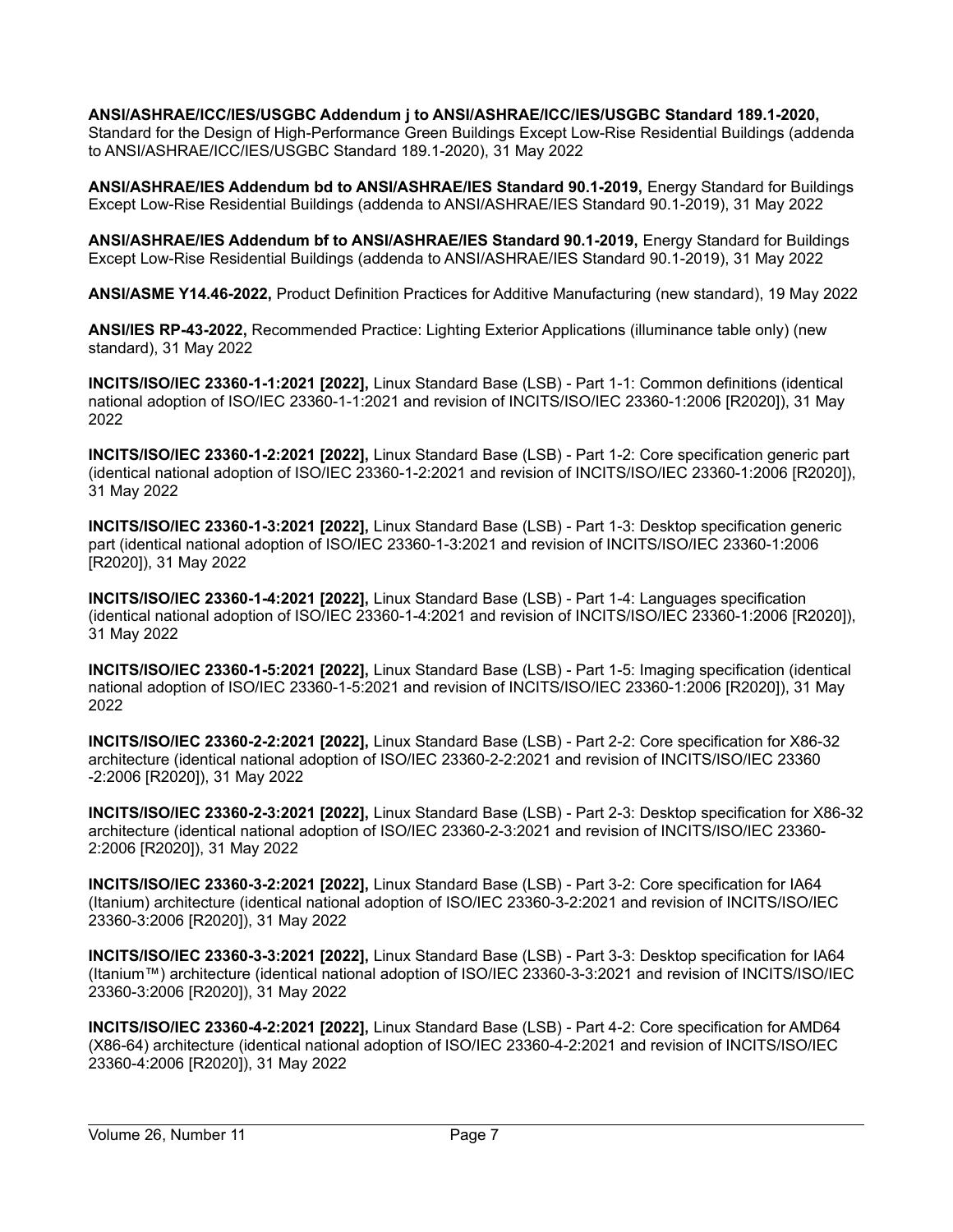**ANSI/ASHRAE/ICC/IES/USGBC Addendum j to ANSI/ASHRAE/ICC/IES/USGBC Standard 189.1-2020,** Standard for the Design of High-Performance Green Buildings Except Low-Rise Residential Buildings (addenda to ANSI/ASHRAE/ICC/IES/USGBC Standard 189.1-2020), 31 May 2022

**ANSI/ASHRAE/IES Addendum bd to ANSI/ASHRAE/IES Standard 90.1-2019,** Energy Standard for Buildings Except Low-Rise Residential Buildings (addenda to ANSI/ASHRAE/IES Standard 90.1-2019), 31 May 2022

**ANSI/ASHRAE/IES Addendum bf to ANSI/ASHRAE/IES Standard 90.1-2019,** Energy Standard for Buildings Except Low-Rise Residential Buildings (addenda to ANSI/ASHRAE/IES Standard 90.1-2019), 31 May 2022

**ANSI/ASME Y14.46-2022,** Product Definition Practices for Additive Manufacturing (new standard), 19 May 2022

**ANSI/IES RP-43-2022,** Recommended Practice: Lighting Exterior Applications (illuminance table only) (new standard), 31 May 2022

**INCITS/ISO/IEC 23360-1-1:2021 [2022],** Linux Standard Base (LSB) - Part 1-1: Common definitions (identical national adoption of ISO/IEC 23360-1-1:2021 and revision of INCITS/ISO/IEC 23360-1:2006 [R2020]), 31 May 2022

**INCITS/ISO/IEC 23360-1-2:2021 [2022],** Linux Standard Base (LSB) - Part 1-2: Core specification generic part (identical national adoption of ISO/IEC 23360-1-2:2021 and revision of INCITS/ISO/IEC 23360-1:2006 [R2020]), 31 May 2022

**INCITS/ISO/IEC 23360-1-3:2021 [2022],** Linux Standard Base (LSB) - Part 1-3: Desktop specification generic part (identical national adoption of ISO/IEC 23360-1-3:2021 and revision of INCITS/ISO/IEC 23360-1:2006 [R2020]), 31 May 2022

**INCITS/ISO/IEC 23360-1-4:2021 [2022],** Linux Standard Base (LSB) - Part 1-4: Languages specification (identical national adoption of ISO/IEC 23360-1-4:2021 and revision of INCITS/ISO/IEC 23360-1:2006 [R2020]), 31 May 2022

**INCITS/ISO/IEC 23360-1-5:2021 [2022],** Linux Standard Base (LSB) - Part 1-5: Imaging specification (identical national adoption of ISO/IEC 23360-1-5:2021 and revision of INCITS/ISO/IEC 23360-1:2006 [R2020]), 31 May 2022

**INCITS/ISO/IEC 23360-2-2:2021 [2022],** Linux Standard Base (LSB) - Part 2-2: Core specification for X86-32 architecture (identical national adoption of ISO/IEC 23360-2-2:2021 and revision of INCITS/ISO/IEC 23360 -2:2006 [R2020]), 31 May 2022

**INCITS/ISO/IEC 23360-2-3:2021 [2022],** Linux Standard Base (LSB) - Part 2-3: Desktop specification for X86-32 architecture (identical national adoption of ISO/IEC 23360-2-3:2021 and revision of INCITS/ISO/IEC 23360-2:2006 [R2020]), 31 May 2022

**INCITS/ISO/IEC 23360-3-2:2021 [2022],** Linux Standard Base (LSB) - Part 3-2: Core specification for IA64 (Itanium) architecture (identical national adoption of ISO/IEC 23360-3-2:2021 and revision of INCITS/ISO/IEC 23360-3:2006 [R2020]), 31 May 2022

**INCITS/ISO/IEC 23360-3-3:2021 [2022],** Linux Standard Base (LSB) - Part 3-3: Desktop specification for IA64 (Itanium™) architecture (identical national adoption of ISO/IEC 23360-3-3:2021 and revision of INCITS/ISO/IEC 23360-3:2006 [R2020]), 31 May 2022

**INCITS/ISO/IEC 23360-4-2:2021 [2022],** Linux Standard Base (LSB) - Part 4-2: Core specification for AMD64 (X86-64) architecture (identical national adoption of ISO/IEC 23360-4-2:2021 and revision of INCITS/ISO/IEC 23360-4:2006 [R2020]), 31 May 2022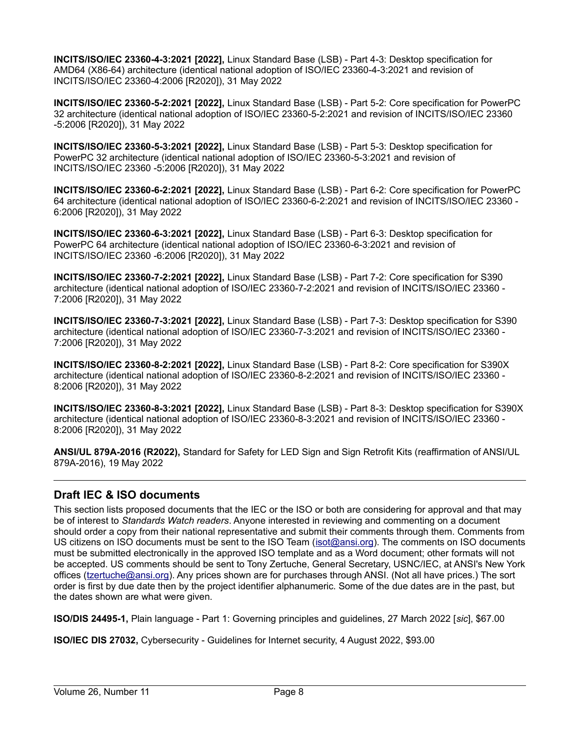**INCITS/ISO/IEC 23360-4-3:2021 [2022],** Linux Standard Base (LSB) - Part 4-3: Desktop specification for AMD64 (X86-64) architecture (identical national adoption of ISO/IEC 23360-4-3:2021 and revision of INCITS/ISO/IEC 23360-4:2006 [R2020]), 31 May 2022

**INCITS/ISO/IEC 23360-5-2:2021 [2022],** Linux Standard Base (LSB) - Part 5-2: Core specification for PowerPC 32 architecture (identical national adoption of ISO/IEC 23360-5-2:2021 and revision of INCITS/ISO/IEC 23360 -5:2006 [R2020]), 31 May 2022

**INCITS/ISO/IEC 23360-5-3:2021 [2022],** Linux Standard Base (LSB) - Part 5-3: Desktop specification for PowerPC 32 architecture (identical national adoption of ISO/IEC 23360-5-3:2021 and revision of INCITS/ISO/IEC 23360 -5:2006 [R2020]), 31 May 2022

**INCITS/ISO/IEC 23360-6-2:2021 [2022],** Linux Standard Base (LSB) - Part 6-2: Core specification for PowerPC 64 architecture (identical national adoption of ISO/IEC 23360-6-2:2021 and revision of INCITS/ISO/IEC 23360 -6:2006 [R2020]), 31 May 2022

**INCITS/ISO/IEC 23360-6-3:2021 [2022],** Linux Standard Base (LSB) - Part 6-3: Desktop specification for PowerPC 64 architecture (identical national adoption of ISO/IEC 23360-6-3:2021 and revision of INCITS/ISO/IEC 23360 -6:2006 [R2020]), 31 May 2022

**INCITS/ISO/IEC 23360-7-2:2021 [2022],** Linux Standard Base (LSB) - Part 7-2: Core specification for S390 architecture (identical national adoption of ISO/IEC 23360-7-2:2021 and revision of INCITS/ISO/IEC 23360 -7:2006 [R2020]), 31 May 2022

**INCITS/ISO/IEC 23360-7-3:2021 [2022],** Linux Standard Base (LSB) - Part 7-3: Desktop specification for S390 architecture (identical national adoption of ISO/IEC 23360-7-3:2021 and revision of INCITS/ISO/IEC 23360 -7:2006 [R2020]), 31 May 2022

**INCITS/ISO/IEC 23360-8-2:2021 [2022],** Linux Standard Base (LSB) - Part 8-2: Core specification for S390X architecture (identical national adoption of ISO/IEC 23360-8-2:2021 and revision of INCITS/ISO/IEC 23360 -8:2006 [R2020]), 31 May 2022

**INCITS/ISO/IEC 23360-8-3:2021 [2022],** Linux Standard Base (LSB) - Part 8-3: Desktop specification for S390X architecture (identical national adoption of ISO/IEC 23360-8-3:2021 and revision of INCITS/ISO/IEC 23360 -8:2006 [R2020]), 31 May 2022

**ANSI/UL 879A-2016 (R2022),** Standard for Safety for LED Sign and Sign Retrofit Kits (reaffirmation of ANSI/UL 879A-2016), 19 May 2022

## Draft IEC & ISO documents

This section lists proposed documents that the IEC or the ISO or both are considering for approval and that may be of interest to *Standards Watch readers*. Anyone interested in reviewing and commenting on a document should order a copy from their national representative and submit their comments through them. Comments from US citizens on ISO documents must be sent to the ISO Team (isot@ansi.org). The comments on ISO documents must be submitted electronically in the approved ISO template and as a Word document; other formats will not be accepted. US comments should be sent to Tony Zertuche, General Secretary, USNC/IEC, at ANSI's New York offices (tzertuche@ansi.org). Any prices shown are for purchases through ANSI. (Not all have prices.) The sort order is first by due date then by the project identifier alphanumeric. Some of the due dates are in the past, but the dates shown are what were given.

**ISO/DIS 24495-1,** Plain language - Part 1: Governing principles and guidelines, 27 March 2022 [*sic*], $67.00

**ISO/IEC DIS 27032,** Cybersecurity - Guidelines for Internet security, 4 August 2022, $93.00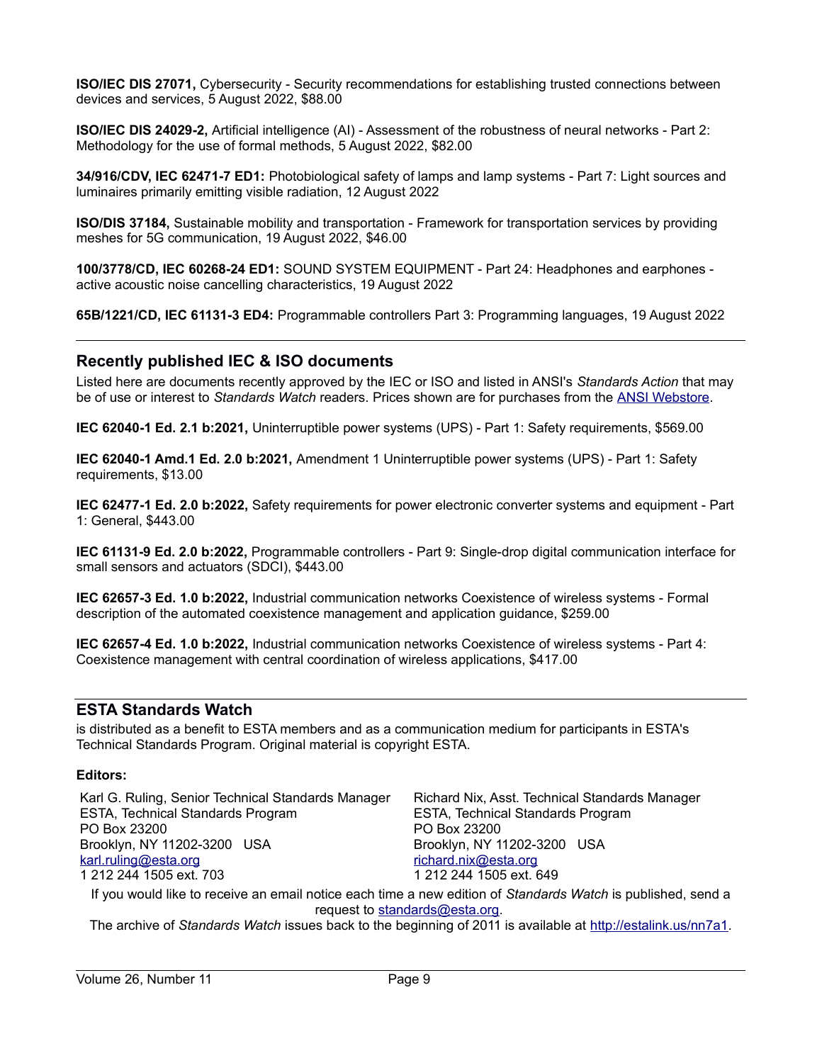**ISO/IEC DIS 27071,** Cybersecurity - Security recommendations for establishing trusted connections between devices and services, 5 August 2022, $88.00

**ISO/IEC DIS 24029-2,** Artificial intelligence (AI) - Assessment of the robustness of neural networks - Part 2: Methodology for the use of formal methods, 5 August 2022, $82.00

**34/916/CDV, IEC 62471-7 ED1:** Photobiological safety of lamps and lamp systems - Part 7: Light sources and luminaires primarily emitting visible radiation, 12 August 2022

**ISO/DIS 37184,** Sustainable mobility and transportation - Framework for transportation services by providing meshes for 5G communication, 19 August 2022, $46.00

**100/3778/CD, IEC 60268-24 ED1:** SOUND SYSTEM EQUIPMENT - Part 24: Headphones and earphones - active acoustic noise cancelling characteristics, 19 August 2022

**65B/1221/CD, IEC 61131-3 ED4:** Programmable controllers Part 3: Programming languages, 19 August 2022

## Recently published IEC & ISO documents

Listed here are documents recently approved by the IEC or ISO and listed in ANSI's *Standards Action* that may be of use or interest to *Standards Watch* readers. Prices shown are for purchases from the ANSI Webstore.

**IEC 62040-1 Ed. 2.1 b:2021,** Uninterruptible power systems (UPS) - Part 1: Safety requirements, $569.00

**IEC 62040-1 Amd.1 Ed. 2.0 b:2021,** Amendment 1 Uninterruptible power systems (UPS) - Part 1: Safety requirements, $13.00

**IEC 62477-1 Ed. 2.0 b:2022,** Safety requirements for power electronic converter systems and equipment - Part 1: General, $443.00

**IEC 61131-9 Ed. 2.0 b:2022,** Programmable controllers - Part 9: Single-drop digital communication interface for small sensors and actuators (SDCI), $443.00

**IEC 62657-3 Ed. 1.0 b:2022,** Industrial communication networks Coexistence of wireless systems - Formal description of the automated coexistence management and application guidance, $259.00

**IEC 62657-4 Ed. 1.0 b:2022,** Industrial communication networks Coexistence of wireless systems - Part 4: Coexistence management with central coordination of wireless applications, $417.00

## ESTA Standards Watch

is distributed as a benefit to ESTA members and as a communication medium for participants in ESTA's Technical Standards Program. Original material is copyright ESTA.

**Editors:**

Karl G. Ruling, Senior Technical Standards Manager
ESTA, Technical Standards Program
PO Box 23200
Brooklyn, NY 11202-3200 USA
karl.ruling@esta.org
1 212 244 1505 ext. 703

Richard Nix, Asst. Technical Standards Manager
ESTA, Technical Standards Program
PO Box 23200
Brooklyn, NY 11202-3200 USA
richard.nix@esta.org
1 212 244 1505 ext. 649

If you would like to receive an email notice each time a new edition of *Standards Watch* is published, send a request to standards@esta.org.

The archive of *Standards Watch* issues back to the beginning of 2011 is available at http://estalink.us/nn7a1.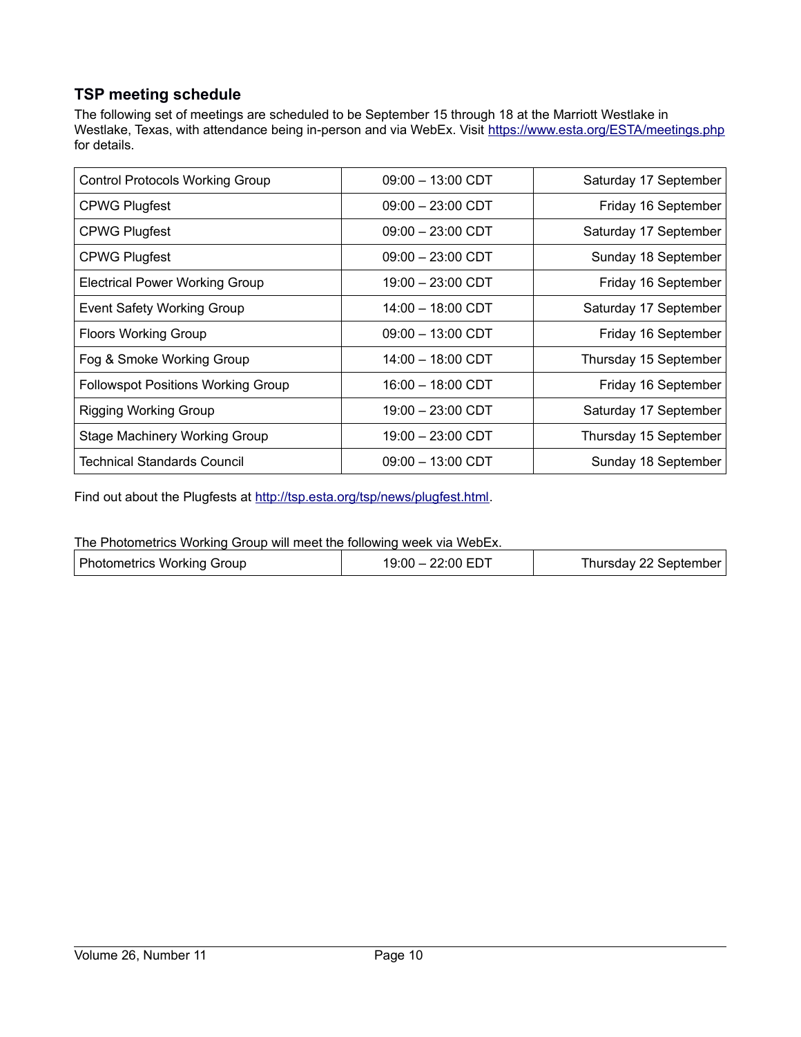### TSP meeting schedule

The following set of meetings are scheduled to be September 15 through 18 at the Marriott Westlake in Westlake, Texas, with attendance being in-person and via WebEx. Visit https://www.esta.org/ESTA/meetings.php for details.

| | | |
|---|---|---|
| Control Protocols Working Group | 09:00 – 13:00 CDT | Saturday 17 September |
| CPWG Plugfest | 09:00 – 23:00 CDT | Friday 16 September |
| CPWG Plugfest | 09:00 – 23:00 CDT | Saturday 17 September |
| CPWG Plugfest | 09:00 – 23:00 CDT | Sunday 18 September |
| Electrical Power Working Group | 19:00 – 23:00 CDT | Friday 16 September |
| Event Safety Working Group | 14:00 – 18:00 CDT | Saturday 17 September |
| Floors Working Group | 09:00 – 13:00 CDT | Friday 16 September |
| Fog & Smoke Working Group | 14:00 – 18:00 CDT | Thursday 15 September |
| Followspot Positions Working Group | 16:00 – 18:00 CDT | Friday 16 September |
| Rigging Working Group | 19:00 – 23:00 CDT | Saturday 17 September |
| Stage Machinery Working Group | 19:00 – 23:00 CDT | Thursday 15 September |
| Technical Standards Council | 09:00 – 13:00 CDT | Sunday 18 September |

Find out about the Plugfests at http://tsp.esta.org/tsp/news/plugfest.html.

The Photometrics Working Group will meet the following week via WebEx.

| | | |
|---|---|---|
| Photometrics Working Group | 19:00 – 22:00 EDT | Thursday 22 September |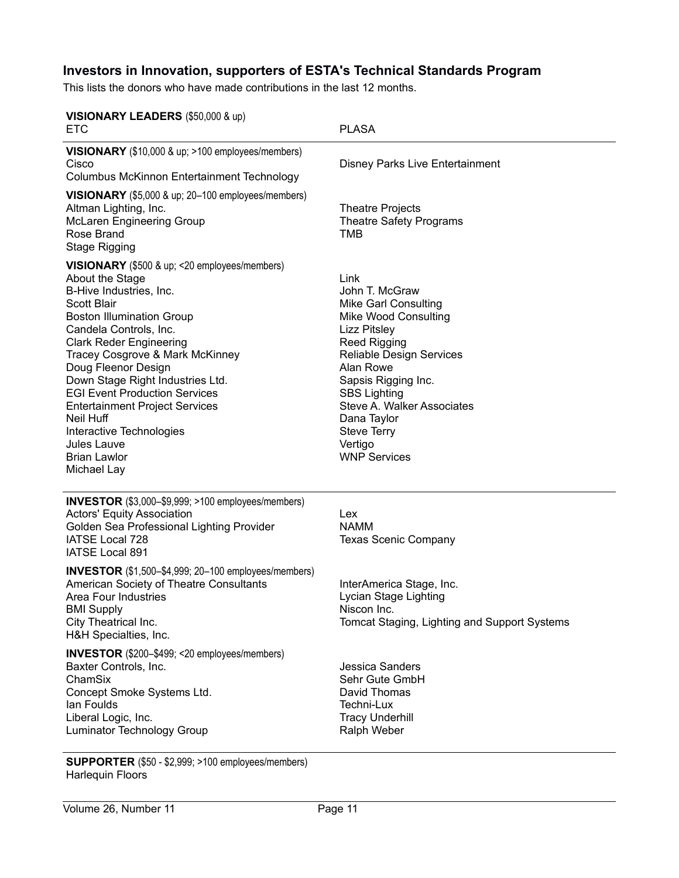## Investors in Innovation, supporters of ESTA's Technical Standards Program

This lists the donors who have made contributions in the last 12 months.

**VISIONARY LEADERS** ($50,000 & up)

ETC
PLASA

**VISIONARY** ($10,000 & up; >100 employees/members)

Cisco
Columbus McKinnon Entertainment Technology
Disney Parks Live Entertainment

**VISIONARY** ($5,000 & up; 20–100 employees/members)

Altman Lighting, Inc.
McLaren Engineering Group
Rose Brand
Stage Rigging
Theatre Projects
Theatre Safety Programs
TMB

**VISIONARY** ($500 & up; <20 employees/members)

About the Stage
B-Hive Industries, Inc.
Scott Blair
Boston Illumination Group
Candela Controls, Inc.
Clark Reder Engineering
Tracey Cosgrove & Mark McKinney
Doug Fleenor Design
Down Stage Right Industries Ltd.
EGI Event Production Services
Entertainment Project Services
Neil Huff
Interactive Technologies
Jules Lauve
Brian Lawlor
Michael Lay
Link
John T. McGraw
Mike Garl Consulting
Mike Wood Consulting
Lizz Pitsley
Reed Rigging
Reliable Design Services
Alan Rowe
Sapsis Rigging Inc.
SBS Lighting
Steve A. Walker Associates
Dana Taylor
Steve Terry
Vertigo
WNP Services

**INVESTOR** ($3,000–$9,999; >100 employees/members)

Actors' Equity Association
Golden Sea Professional Lighting Provider
IATSE Local 728
IATSE Local 891
Lex
NAMM
Texas Scenic Company

**INVESTOR** ($1,500–$4,999; 20–100 employees/members)

American Society of Theatre Consultants
Area Four Industries
BMI Supply
City Theatrical Inc.
H&H Specialties, Inc.
InterAmerica Stage, Inc.
Lycian Stage Lighting
Niscon Inc.
Tomcat Staging, Lighting and Support Systems

**INVESTOR** ($200–$499; <20 employees/members)

Baxter Controls, Inc.
ChamSix
Concept Smoke Systems Ltd.
Ian Foulds
Liberal Logic, Inc.
Luminator Technology Group
Jessica Sanders
Sehr Gute GmbH
David Thomas
Techni-Lux
Tracy Underhill
Ralph Weber

**SUPPORTER** ($50 - $2,999; >100 employees/members)

Harlequin Floors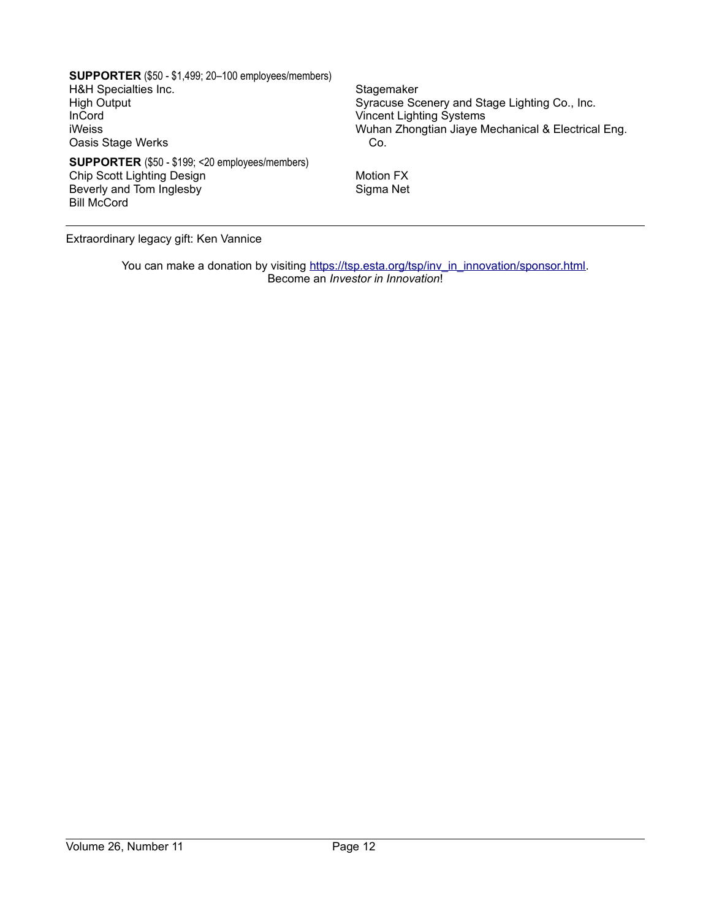**SUPPORTER** ($50 - $1,499; 20–100 employees/members)

H&H Specialties Inc.
High Output
InCord
iWeiss
Oasis Stage Werks
Stagemaker
Syracuse Scenery and Stage Lighting Co., Inc.
Vincent Lighting Systems
Wuhan Zhongtian Jiaye Mechanical & Electrical Eng. Co.

**SUPPORTER** ($50 - $199; <20 employees/members)

Chip Scott Lighting Design
Beverly and Tom Inglesby
Bill McCord
Motion FX
Sigma Net

---

Extraordinary legacy gift: Ken Vannice

You can make a donation by visiting https://tsp.esta.org/tsp/inv_in_innovation/sponsor.html.
Become an *Investor in Innovation*!